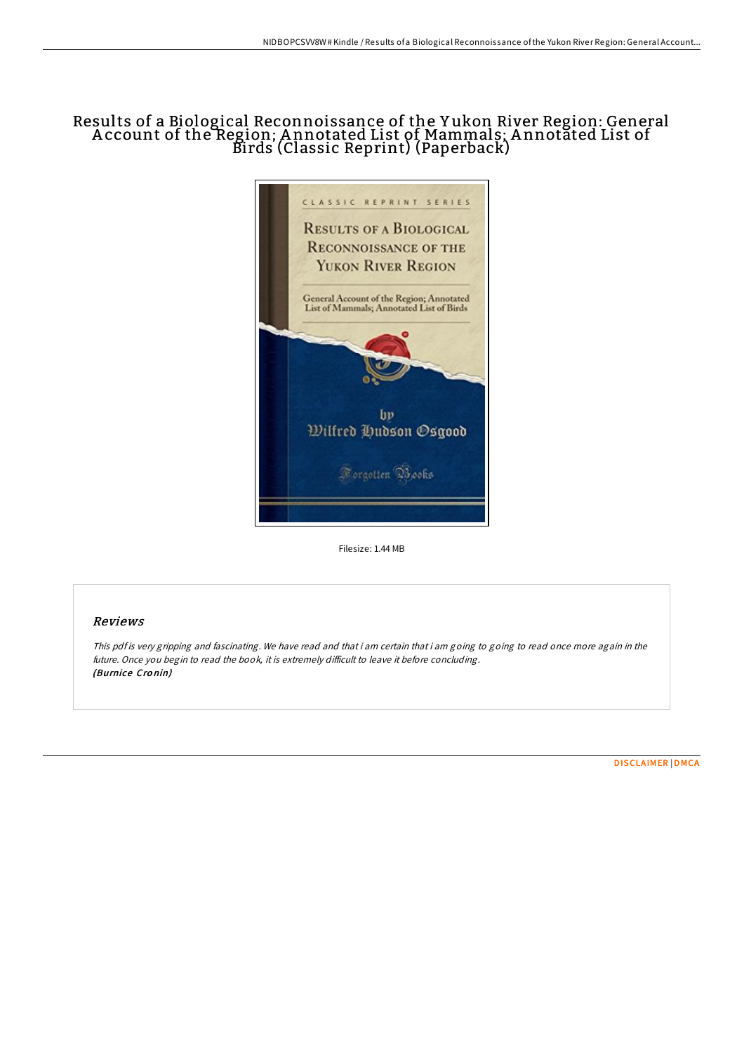# Results of a Biological Reconnoissance of the Yukon River Region: General Account of the Region; Annotated List of Mammals; Annotated List of Birds (Classic Reprint) (Paperback)

Filesize: 1.44 MB

## Reviews

*This pdf is very gripping and fascinating. We have read and that i am certain that i am going to going to read once more again in the future. Once you begin to read the book, it is extremely difficult to leave it before concluding.*
***(Burnice Cronin)***

DISCLAIMER | DMCA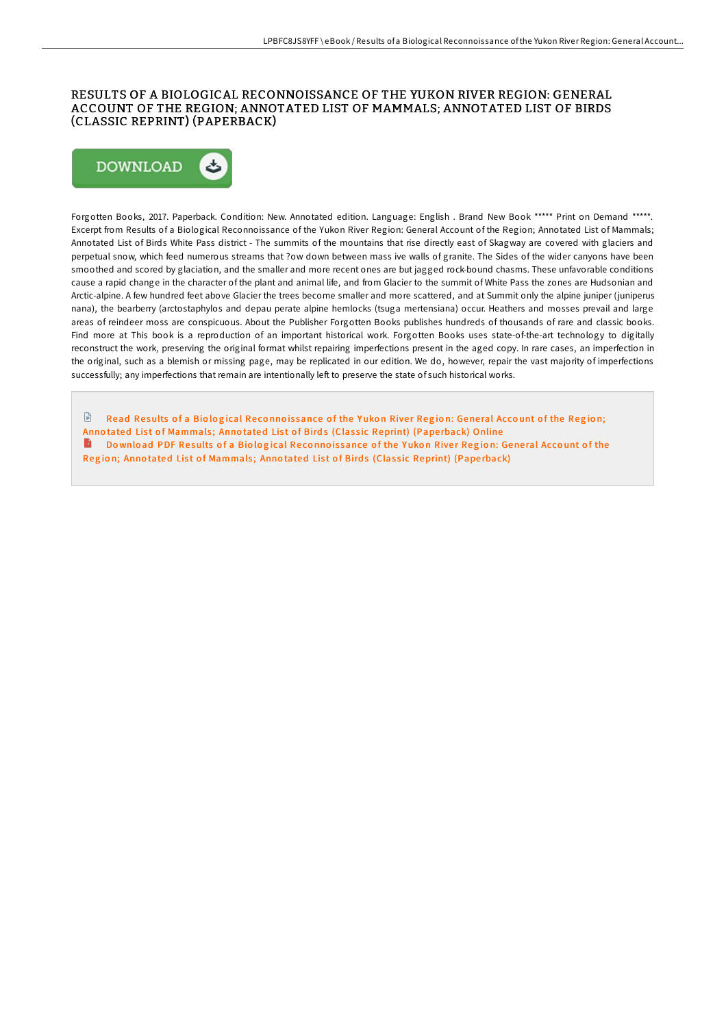# RESULTS OF A BIOLOGICAL RECONNOISSANCE OF THE YUKON RIVER REGION: GENERAL ACCOUNT OF THE REGION; ANNOTATED LIST OF MAMMALS; ANNOTATED LIST OF BIRDS (CLASSIC REPRINT) (PAPERBACK)

DOWNLOAD

Forgotten Books, 2017. Paperback. Condition: New. Annotated edition. Language: English . Brand New Book ***** Print on Demand *****. Excerpt from Results of a Biological Reconnoissance of the Yukon River Region: General Account of the Region; Annotated List of Mammals; Annotated List of Birds White Pass district - The summits of the mountains that rise directly east of Skagway are covered with glaciers and perpetual snow, which feed numerous streams that ?ow down between mass ive walls of granite. The Sides of the wider canyons have been smoothed and scored by glaciation, and the smaller and more recent ones are but jagged rock-bound chasms. These unfavorable conditions cause a rapid change in the character of the plant and animal life, and from Glacier to the summit of White Pass the zones are Hudsonian and Arctic-alpine. A few hundred feet above Glacier the trees become smaller and more scattered, and at Summit only the alpine juniper (juniperus nana), the bearberry (arctostaphylos and depau perate alpine hemlocks (tsuga mertensiana) occur. Heathers and mosses prevail and large areas of reindeer moss are conspicuous. About the Publisher Forgotten Books publishes hundreds of thousands of rare and classic books. Find more at This book is a reproduction of an important historical work. Forgotten Books uses state-of-the-art technology to digitally reconstruct the work, preserving the original format whilst repairing imperfections present in the aged copy. In rare cases, an imperfection in the original, such as a blemish or missing page, may be replicated in our edition. We do, however, repair the vast majority of imperfections successfully; any imperfections that remain are intentionally left to preserve the state of such historical works.

Read Results of a Biological Reconnoissance of the Yukon River Region: General Account of the Region; Annotated List of Mammals; Annotated List of Birds (Classic Reprint) (Paperback) Online

Download PDF Results of a Biological Reconnoissance of the Yukon River Region: General Account of the Region; Annotated List of Mammals; Annotated List of Birds (Classic Reprint) (Paperback)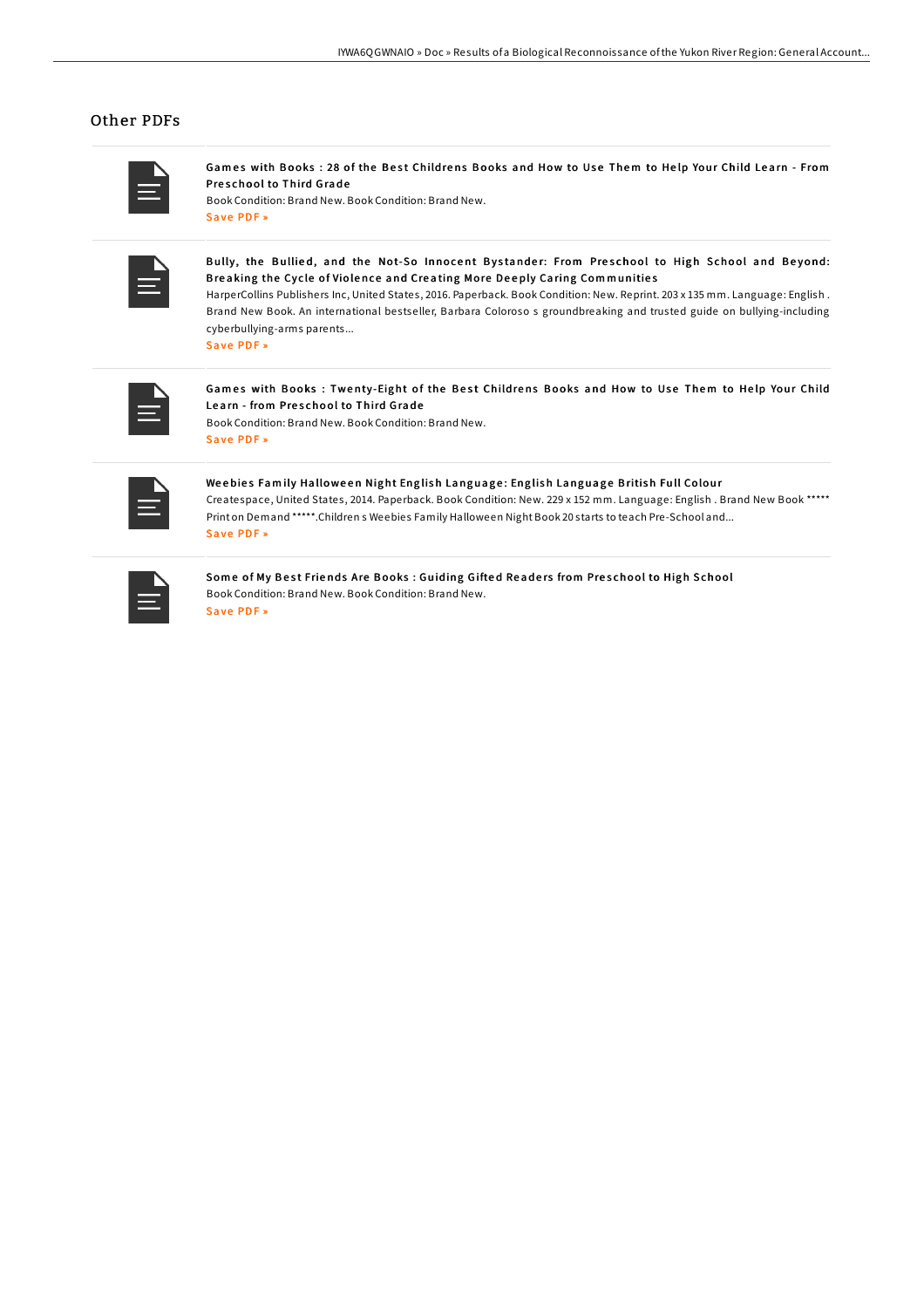## Other PDFs

**Games with Books : 28 of the Best Childrens Books and How to Use Them to Help Your Child Learn - From Preschool to Third Grade**

Book Condition: Brand New. Book Condition: Brand New.

Save PDF »

**Bully, the Bullied, and the Not-So Innocent Bystander: From Preschool to High School and Beyond: Breaking the Cycle of Violence and Creating More Deeply Caring Communities**

HarperCollins Publishers Inc, United States, 2016. Paperback. Book Condition: New. Reprint. 203 x 135 mm. Language: English . Brand New Book. An international bestseller, Barbara Coloroso s groundbreaking and trusted guide on bullying-including cyberbullying-arms parents...

Save PDF »

**Games with Books : Twenty-Eight of the Best Childrens Books and How to Use Them to Help Your Child Learn - from Preschool to Third Grade**

Book Condition: Brand New. Book Condition: Brand New.

Save PDF »

**Weebies Family Halloween Night English Language: English Language British Full Colour**

Createspace, United States, 2014. Paperback. Book Condition: New. 229 x 152 mm. Language: English . Brand New Book ***** Print on Demand *****.Children s Weebies Family Halloween Night Book 20 starts to teach Pre-School and...

Save PDF »

**Some of My Best Friends Are Books : Guiding Gifted Readers from Preschool to High School**

Book Condition: Brand New. Book Condition: Brand New.

Save PDF »